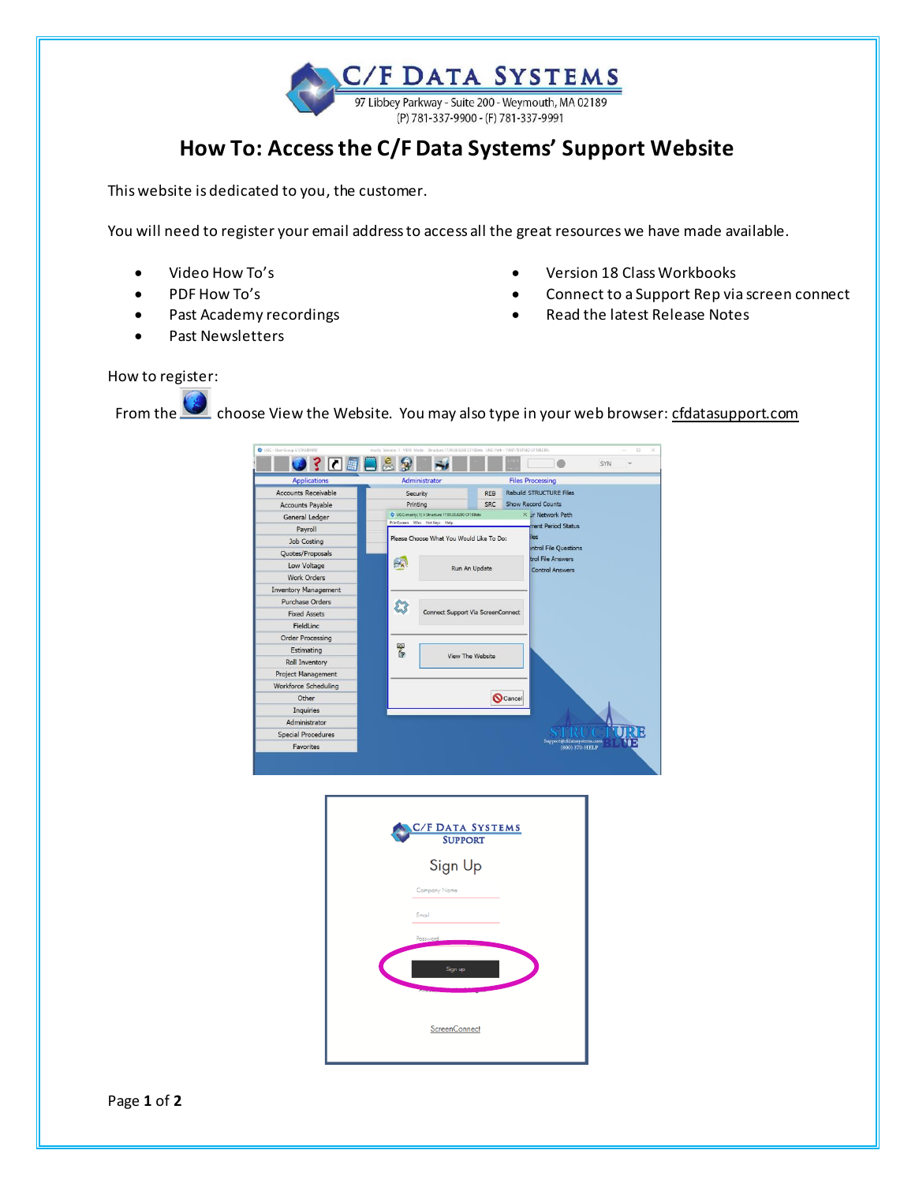C/F DATA SYSTEMS
97 Libbey Parkway - Suite 200 - Weymouth, MA 02189
(P) 781-337-9900 - (F) 781-337-9991

# How To: Access the C/F Data Systems' Support Website

This website is dedicated to you, the customer.

You will need to register your email address to access all the great resources we have made available.

- Video How To's
- PDF How To's
- Past Academy recordings
- Past Newsletters
- Version 18 Class Workbooks
- Connect to a Support Rep via screen connect
- Read the latest Release Notes

How to register:

From the [globe icon] choose View the Website. You may also type in your web browser: cfdatasupport.com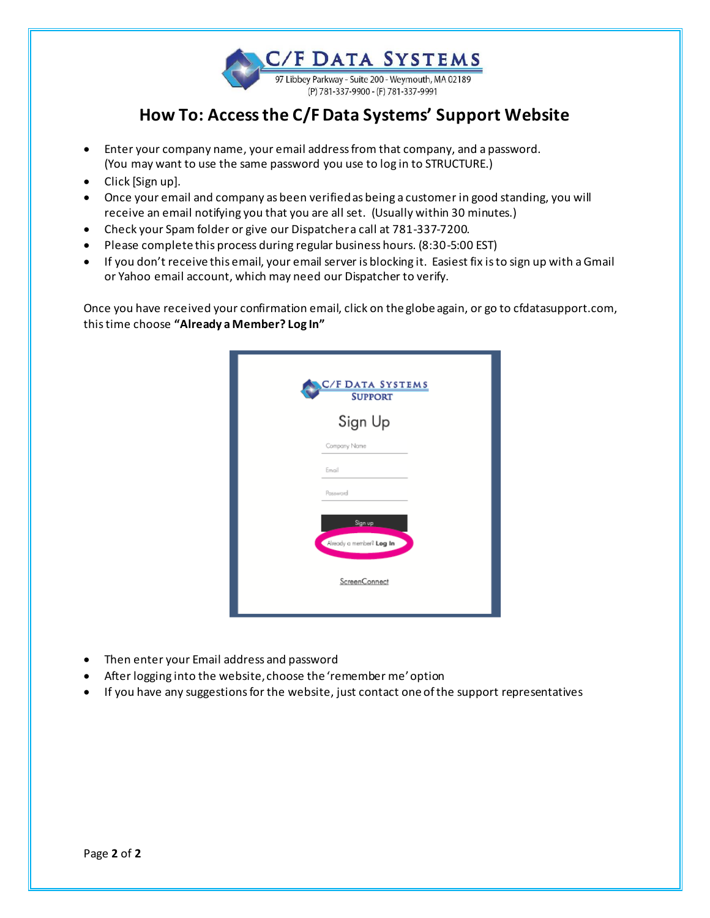C/F DATA SYSTEMS

97 Libbey Parkway - Suite 200 - Weymouth, MA 02189
(P) 781-337-9900 - (F) 781-337-9991

# How To: Access the C/F Data Systems' Support Website

- Enter your company name, your email address from that company, and a password. (You may want to use the same password you use to log in to STRUCTURE.)
- Click [Sign up].
- Once your email and company as been verified as being a customer in good standing, you will receive an email notifying you that you are all set. (Usually within 30 minutes.)
- Check your Spam folder or give our Dispatcher a call at 781-337-7200.
- Please complete this process during regular business hours. (8:30-5:00 EST)
- If you don't receive this email, your email server is blocking it. Easiest fix is to sign up with a Gmail or Yahoo email account, which may need our Dispatcher to verify.

Once you have received your confirmation email, click on the globe again, or go to cfdatasupport.com, this time choose **"Already a Member? Log In"**

C/F DATA SYSTEMS SUPPORT

Sign Up

Company Name

Email

Password

Sign up

Already a member? **Log In**

ScreenConnect

- Then enter your Email address and password
- After logging into the website, choose the 'remember me' option
- If you have any suggestions for the website, just contact one of the support representatives